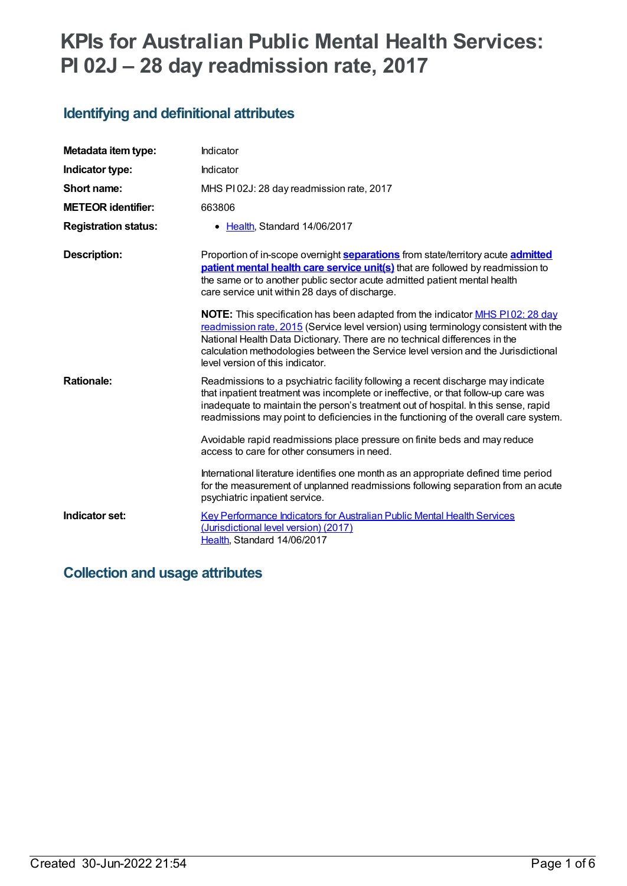# KPIs for Australian Public Mental Health Services: PI 02J – 28 day readmission rate, 2017

## Identifying and definitional attributes

| | |
|---|---|
| **Metadata item type:** | Indicator |
| **Indicator type:** | Indicator |
| **Short name:** | MHS PI 02J: 28 day readmission rate, 2017 |
| **METEOR identifier:** | 663806 |
| **Registration status:** | • Health, Standard 14/06/2017 |
| **Description:** | Proportion of in-scope overnight **separations** from state/territory acute **admitted patient mental health care service unit(s)** that are followed by readmission to the same or to another public sector acute admitted patient mental health care service unit within 28 days of discharge.<br><br>**NOTE:** This specification has been adapted from the indicator MHS PI 02: 28 day readmission rate, 2015 (Service level version) using terminology consistent with the National Health Data Dictionary. There are no technical differences in the calculation methodologies between the Service level version and the Jurisdictional level version of this indicator. |
| **Rationale:** | Readmissions to a psychiatric facility following a recent discharge may indicate that inpatient treatment was incomplete or ineffective, or that follow-up care was inadequate to maintain the person's treatment out of hospital. In this sense, rapid readmissions may point to deficiencies in the functioning of the overall care system.<br><br>Avoidable rapid readmissions place pressure on finite beds and may reduce access to care for other consumers in need.<br><br>International literature identifies one month as an appropriate defined time period for the measurement of unplanned readmissions following separation from an acute psychiatric inpatient service. |
| **Indicator set:** | Key Performance Indicators for Australian Public Mental Health Services (Jurisdictional level version) (2017)<br>Health, Standard 14/06/2017 |

## Collection and usage attributes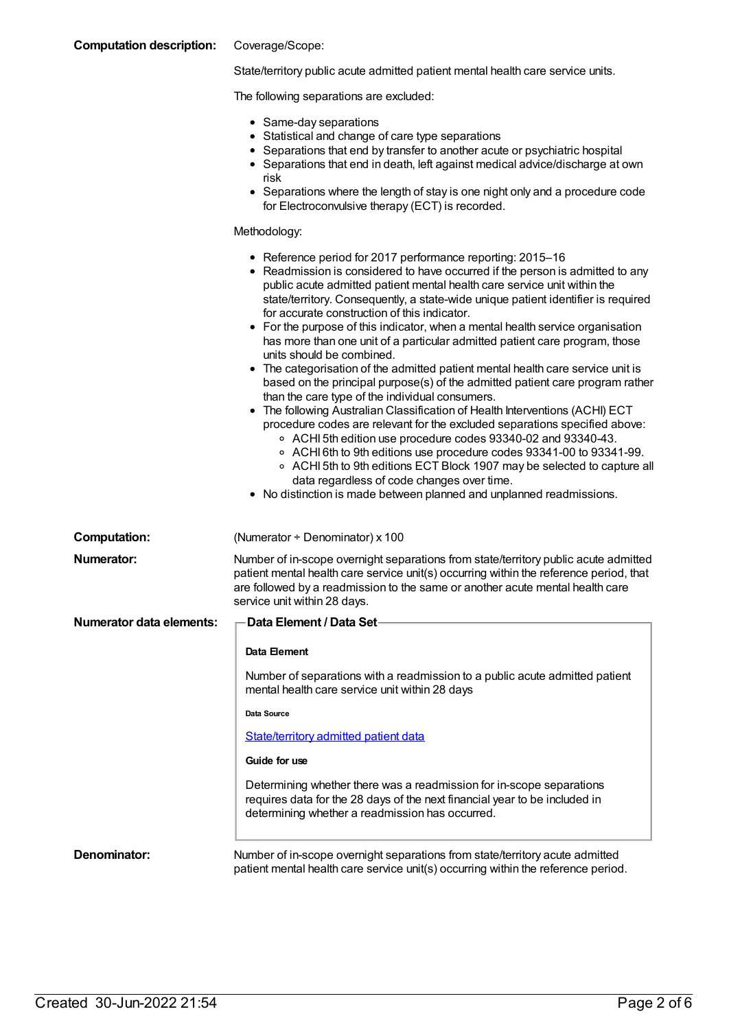**Computation description:**

Coverage/Scope:

State/territory public acute admitted patient mental health care service units.

The following separations are excluded:

- Same-day separations
- Statistical and change of care type separations
- Separations that end by transfer to another acute or psychiatric hospital
- Separations that end in death, left against medical advice/discharge at own risk
- Separations where the length of stay is one night only and a procedure code for Electroconvulsive therapy (ECT) is recorded.

Methodology:

- Reference period for 2017 performance reporting: 2015–16
- Readmission is considered to have occurred if the person is admitted to any public acute admitted patient mental health care service unit within the state/territory. Consequently, a state-wide unique patient identifier is required for accurate construction of this indicator.
- For the purpose of this indicator, when a mental health service organisation has more than one unit of a particular admitted patient care program, those units should be combined.
- The categorisation of the admitted patient mental health care service unit is based on the principal purpose(s) of the admitted patient care program rather than the care type of the individual consumers.
- The following Australian Classification of Health Interventions (ACHI) ECT procedure codes are relevant for the excluded separations specified above:
  - ACHI 5th edition use procedure codes 93340-02 and 93340-43.
  - ACHI 6th to 9th editions use procedure codes 93341-00 to 93341-99.
  - ACHI 5th to 9th editions ECT Block 1907 may be selected to capture all data regardless of code changes over time.
- No distinction is made between planned and unplanned readmissions.

**Computation:** (Numerator ÷ Denominator) x 100

**Numerator:** Number of in-scope overnight separations from state/territory public acute admitted patient mental health care service unit(s) occurring within the reference period, that are followed by a readmission to the same or another acute mental health care service unit within 28 days.

**Numerator data elements:**

**Data Element / Data Set**

**Data Element**

Number of separations with a readmission to a public acute admitted patient mental health care service unit within 28 days

**Data Source**

State/territory admitted patient data

**Guide for use**

Determining whether there was a readmission for in-scope separations requires data for the 28 days of the next financial year to be included in determining whether a readmission has occurred.

**Denominator:** Number of in-scope overnight separations from state/territory acute admitted patient mental health care service unit(s) occurring within the reference period.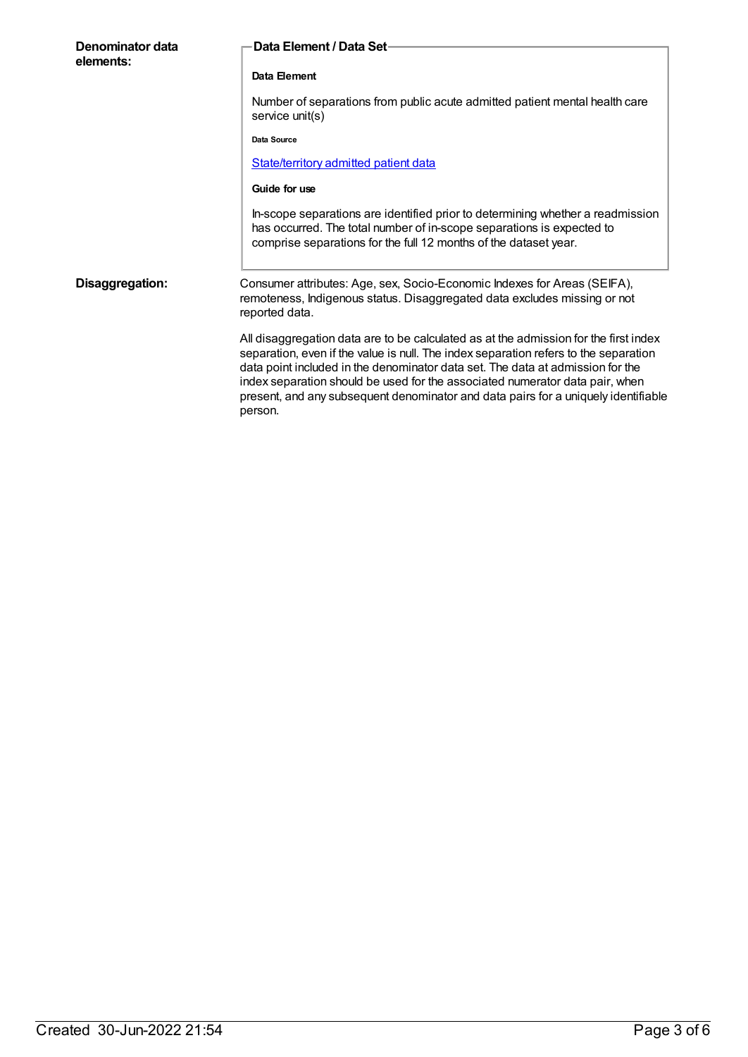**Denominator data elements:**

**Data Element / Data Set**

**Data Element**

Number of separations from public acute admitted patient mental health care service unit(s)

**Data Source**

[State/territory admitted patient data]

**Guide for use**

In-scope separations are identified prior to determining whether a readmission has occurred. The total number of in-scope separations is expected to comprise separations for the full 12 months of the dataset year.

**Disaggregation:**

Consumer attributes: Age, sex, Socio-Economic Indexes for Areas (SEIFA), remoteness, Indigenous status. Disaggregated data excludes missing or not reported data.

All disaggregation data are to be calculated as at the admission for the first index separation, even if the value is null. The index separation refers to the separation data point included in the denominator data set. The data at admission for the index separation should be used for the associated numerator data pair, when present, and any subsequent denominator and data pairs for a uniquely identifiable person.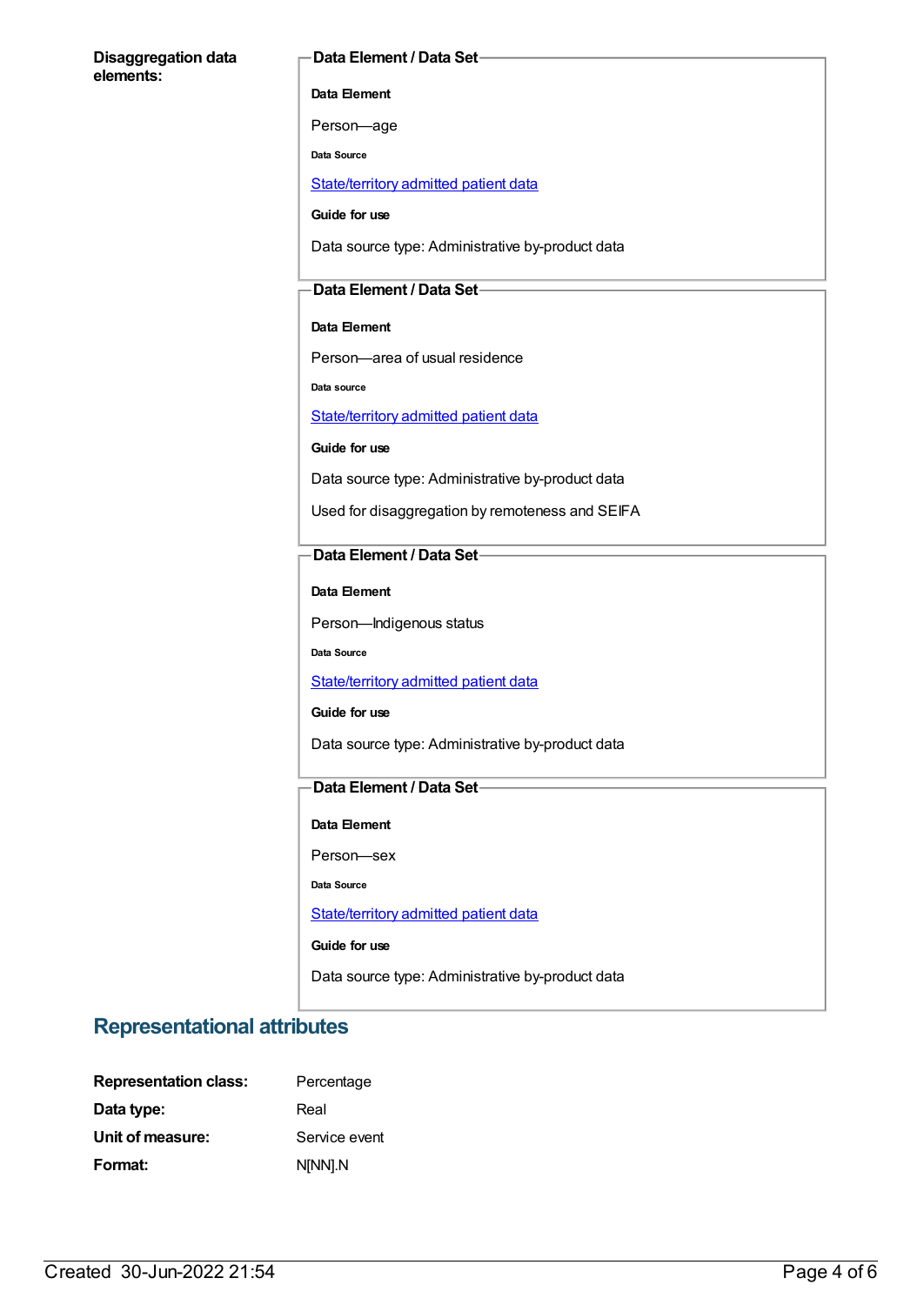**Disaggregation data elements:**

**Data Element / Data Set**

**Data Element**

Person—age

**Data Source**

State/territory admitted patient data

**Guide for use**

Data source type: Administrative by-product data

**Data Element / Data Set**

**Data Element**

Person—area of usual residence

**Data source**

State/territory admitted patient data

**Guide for use**

Data source type: Administrative by-product data

Used for disaggregation by remoteness and SEIFA

**Data Element / Data Set**

**Data Element**

Person—Indigenous status

**Data Source**

State/territory admitted patient data

**Guide for use**

Data source type: Administrative by-product data

**Data Element / Data Set**

**Data Element**

Person—sex

**Data Source**

State/territory admitted patient data

**Guide for use**

Data source type: Administrative by-product data

## Representational attributes

**Representation class:** Percentage

**Data type:** Real

**Unit of measure:** Service event

**Format:** N[NN].N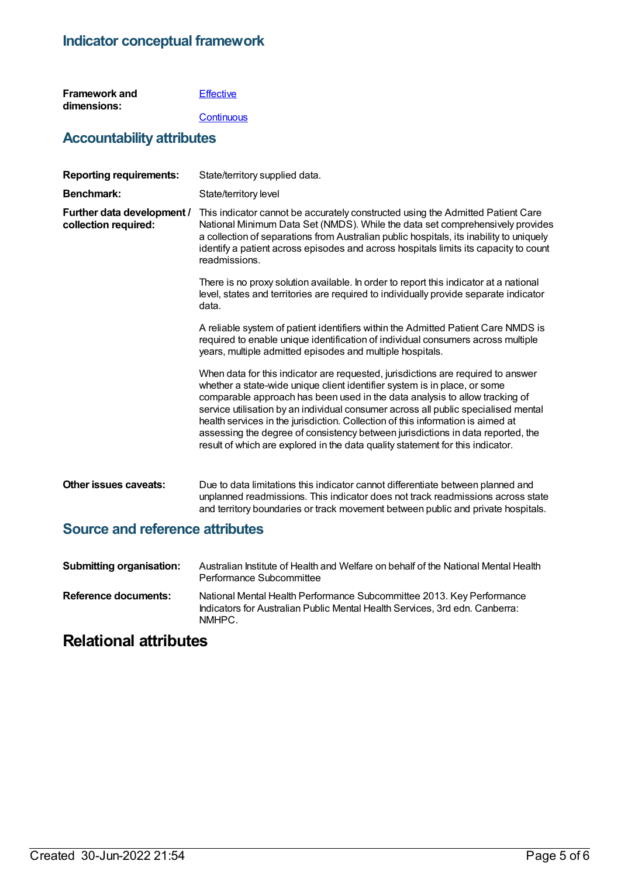## Indicator conceptual framework

**Framework and dimensions:**

Effective

Continuous

## Accountability attributes

**Reporting requirements:** State/territory supplied data.

**Benchmark:** State/territory level

**Further data development / collection required:** This indicator cannot be accurately constructed using the Admitted Patient Care National Minimum Data Set (NMDS). While the data set comprehensively provides a collection of separations from Australian public hospitals, its inability to uniquely identify a patient across episodes and across hospitals limits its capacity to count readmissions.

There is no proxy solution available. In order to report this indicator at a national level, states and territories are required to individually provide separate indicator data.

A reliable system of patient identifiers within the Admitted Patient Care NMDS is required to enable unique identification of individual consumers across multiple years, multiple admitted episodes and multiple hospitals.

When data for this indicator are requested, jurisdictions are required to answer whether a state-wide unique client identifier system is in place, or some comparable approach has been used in the data analysis to allow tracking of service utilisation by an individual consumer across all public specialised mental health services in the jurisdiction. Collection of this information is aimed at assessing the degree of consistency between jurisdictions in data reported, the result of which are explored in the data quality statement for this indicator.

**Other issues caveats:** Due to data limitations this indicator cannot differentiate between planned and unplanned readmissions. This indicator does not track readmissions across state and territory boundaries or track movement between public and private hospitals.

## Source and reference attributes

**Submitting organisation:** Australian Institute of Health and Welfare on behalf of the National Mental Health Performance Subcommittee

**Reference documents:** National Mental Health Performance Subcommittee 2013. Key Performance Indicators for Australian Public Mental Health Services, 3rd edn. Canberra: NMHPC.

# Relational attributes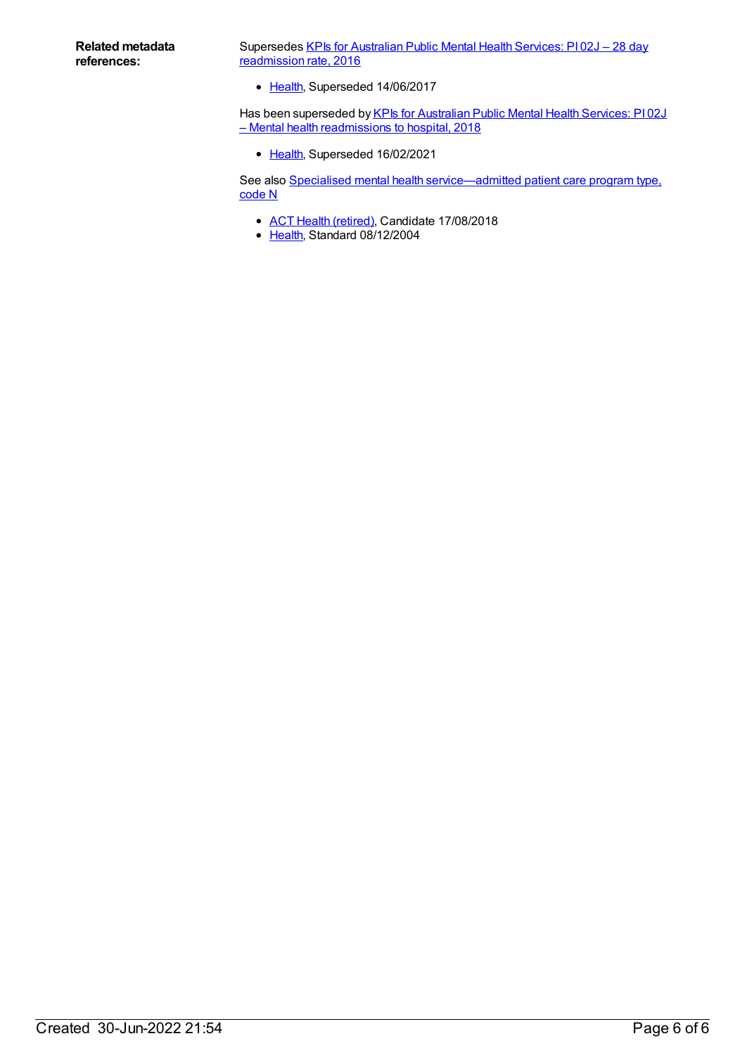**Related metadata references:**

Supersedes KPIs for Australian Public Mental Health Services: PI 02J – 28 day readmission rate, 2016

- Health, Superseded 14/06/2017

Has been superseded by KPIs for Australian Public Mental Health Services: PI 02J – Mental health readmissions to hospital, 2018

- Health, Superseded 16/02/2021

See also Specialised mental health service—admitted patient care program type, code N

- ACT Health (retired), Candidate 17/08/2018
- Health, Standard 08/12/2004